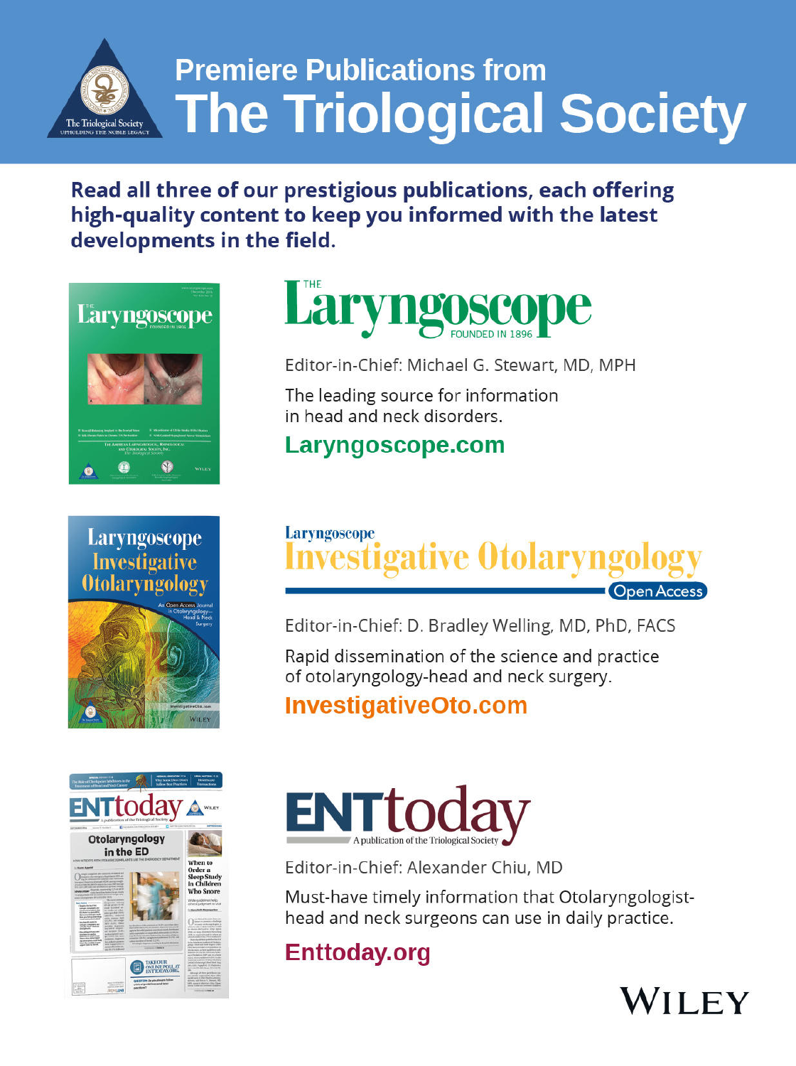# Premiere Publications from The Triological Society

**Read all three of our prestigious publications, each offering high-quality content to keep you informed with the latest developments in the field.**

## The Laryngoscope

FOUNDED IN 1896

Editor-in-Chief: Michael G. Stewart, MD, MPH

The leading source for information in head and neck disorders.

**Laryngoscope.com**

## Laryngoscope Investigative Otolaryngology

Open Access

Editor-in-Chief: D. Bradley Welling, MD, PhD, FACS

Rapid dissemination of the science and practice of otolaryngology-head and neck surgery.

**InvestigativeOto.com**

## ENTtoday

A publication of the Triological Society

Editor-in-Chief: Alexander Chiu, MD

Must-have timely information that Otolaryngologist-head and neck surgeons can use in daily practice.

**Enttoday.org**

WILEY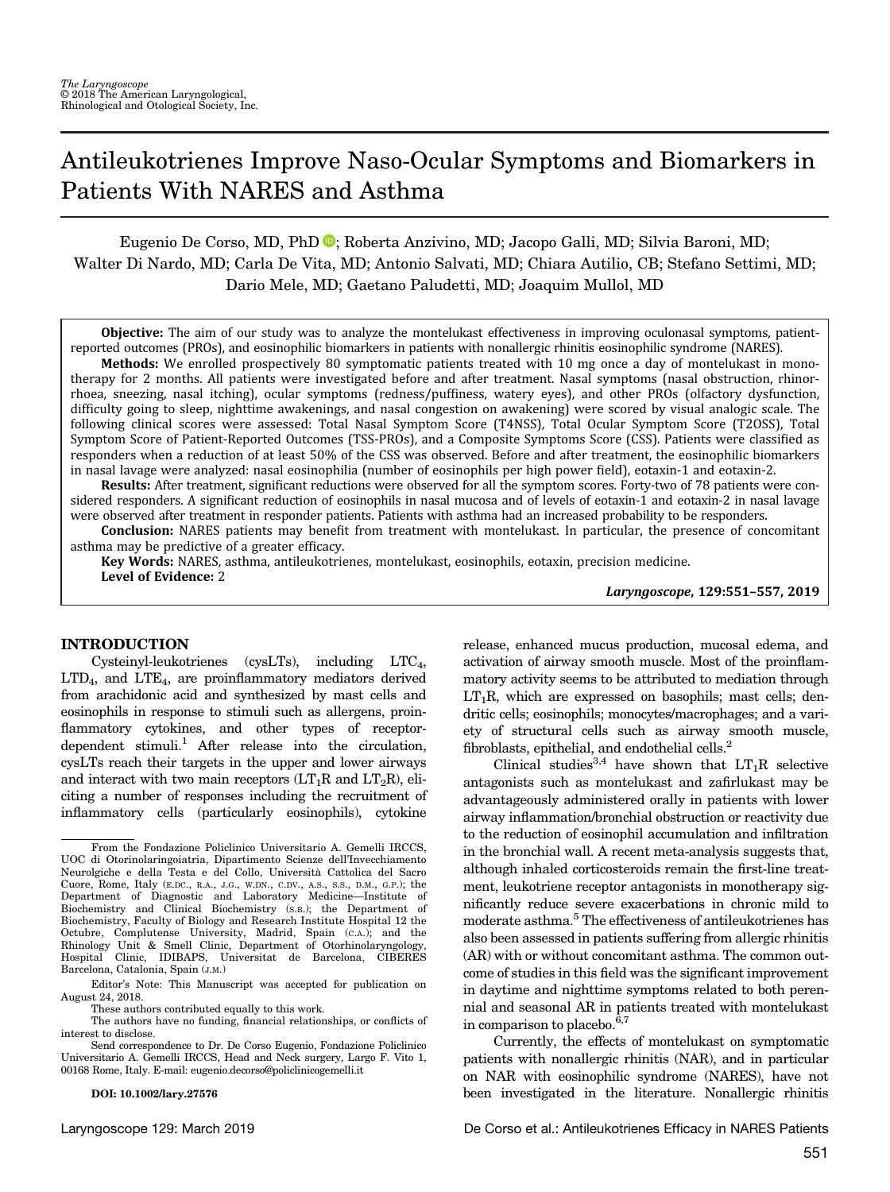# Antileukotrienes Improve Naso-Ocular Symptoms and Biomarkers in Patients With NARES and Asthma

Eugenio De Corso, MD, PhD; Roberta Anzivino, MD; Jacopo Galli, MD; Silvia Baroni, MD; Walter Di Nardo, MD; Carla De Vita, MD; Antonio Salvati, MD; Chiara Autilio, CB; Stefano Settimi, MD; Dario Mele, MD; Gaetano Paludetti, MD; Joaquim Mullol, MD

**Objective:** The aim of our study was to analyze the montelukast effectiveness in improving oculonasal symptoms, patient-reported outcomes (PROs), and eosinophilic biomarkers in patients with nonallergic rhinitis eosinophilic syndrome (NARES).

**Methods:** We enrolled prospectively 80 symptomatic patients treated with 10 mg once a day of montelukast in monotherapy for 2 months. All patients were investigated before and after treatment. Nasal symptoms (nasal obstruction, rhinorrhoea, sneezing, nasal itching), ocular symptoms (redness/puffiness, watery eyes), and other PROs (olfactory dysfunction, difficulty going to sleep, nighttime awakenings, and nasal congestion on awakening) were scored by visual analogic scale. The following clinical scores were assessed: Total Nasal Symptom Score (T4NSS), Total Ocular Symptom Score (T2OSS), Total Symptom Score of Patient-Reported Outcomes (TSS-PROs), and a Composite Symptoms Score (CSS). Patients were classified as responders when a reduction of at least 50% of the CSS was observed. Before and after treatment, the eosinophilic biomarkers in nasal lavage were analyzed: nasal eosinophilia (number of eosinophils per high power field), eotaxin-1 and eotaxin-2.

**Results:** After treatment, significant reductions were observed for all the symptom scores. Forty-two of 78 patients were considered responders. A significant reduction of eosinophils in nasal mucosa and of levels of eotaxin-1 and eotaxin-2 in nasal lavage were observed after treatment in responder patients. Patients with asthma had an increased probability to be responders.

**Conclusion:** NARES patients may benefit from treatment with montelukast. In particular, the presence of concomitant asthma may be predictive of a greater efficacy.

**Key Words:** NARES, asthma, antileukotrienes, montelukast, eosinophils, eotaxin, precision medicine.

**Level of Evidence:** 2

## INTRODUCTION

Cysteinyl-leukotrienes (cysLTs), including $LTC_4$, $LTD_4$, and $LTE_4$, are proinflammatory mediators derived from arachidonic acid and synthesized by mast cells and eosinophils in response to stimuli such as allergens, proinflammatory cytokines, and other types of receptor-dependent stimuli.[1] After release into the circulation, cysLTs reach their targets in the upper and lower airways and interact with two main receptors ($LT_1R$ and $LT_2R$), eliciting a number of responses including the recruitment of inflammatory cells (particularly eosinophils), cytokine release, enhanced mucus production, mucosal edema, and activation of airway smooth muscle. Most of the proinflammatory activity seems to be attributed to mediation through $LT_1R$, which are expressed on basophils; mast cells; dendritic cells; eosinophils; monocytes/macrophages; and a variety of structural cells such as airway smooth muscle, fibroblasts, epithelial, and endothelial cells.[2]

Clinical studies[3,4] have shown that $LT_1R$ selective antagonists such as montelukast and zafirlukast may be advantageously administered orally in patients with lower airway inflammation/bronchial obstruction or reactivity due to the reduction of eosinophil accumulation and infiltration in the bronchial wall. A recent meta-analysis suggests that, although inhaled corticosteroids remain the first-line treatment, leukotriene receptor antagonists in monotherapy significantly reduce severe exacerbations in chronic mild to moderate asthma.[5] The effectiveness of antileukotrienes has also been assessed in patients suffering from allergic rhinitis (AR) with or without concomitant asthma. The common outcome of studies in this field was the significant improvement in daytime and nighttime symptoms related to both perennial and seasonal AR in patients treated with montelukast in comparison to placebo.[6,7]

Currently, the effects of montelukast on symptomatic patients with nonallergic rhinitis (NAR), and in particular on NAR with eosinophilic syndrome (NARES), have not been investigated in the literature. Nonallergic rhinitis

From the Fondazione Policlinico Universitario A. Gemelli IRCCS, UOC di Otorinolaringoiatria, Dipartimento Scienze dell'Invecchiamento Neurolgiche e della Testa e del Collo, Università Cattolica del Sacro Cuore, Rome, Italy (E.DC., R.A., J.G., W.DN., C.DV., A.S., S.S., D.M., G.P.); the Department of Diagnostic and Laboratory Medicine—Institute of Biochemistry and Clinical Biochemistry (S.B.); the Department of Biochemistry, Faculty of Biology and Research Institute Hospital 12 the Octubre, Complutense University, Madrid, Spain (C.A.); and the Rhinology Unit & Smell Clinic, Department of Otorhinolaryngology, Hospital Clinic, IDIBAPS, Universitat de Barcelona, CIBERES Barcelona, Catalonia, Spain (J.M.)

Editor's Note: This Manuscript was accepted for publication on August 24, 2018.

These authors contributed equally to this work.

The authors have no funding, financial relationships, or conflicts of interest to disclose.

Send correspondence to Dr. De Corso Eugenio, Fondazione Policlinico Universitario A. Gemelli IRCCS, Head and Neck surgery, Largo F. Vito 1, 00168 Rome, Italy. E-mail: eugenio.decorso@policlinicogemelli.it

DOI: 10.1002/lary.27576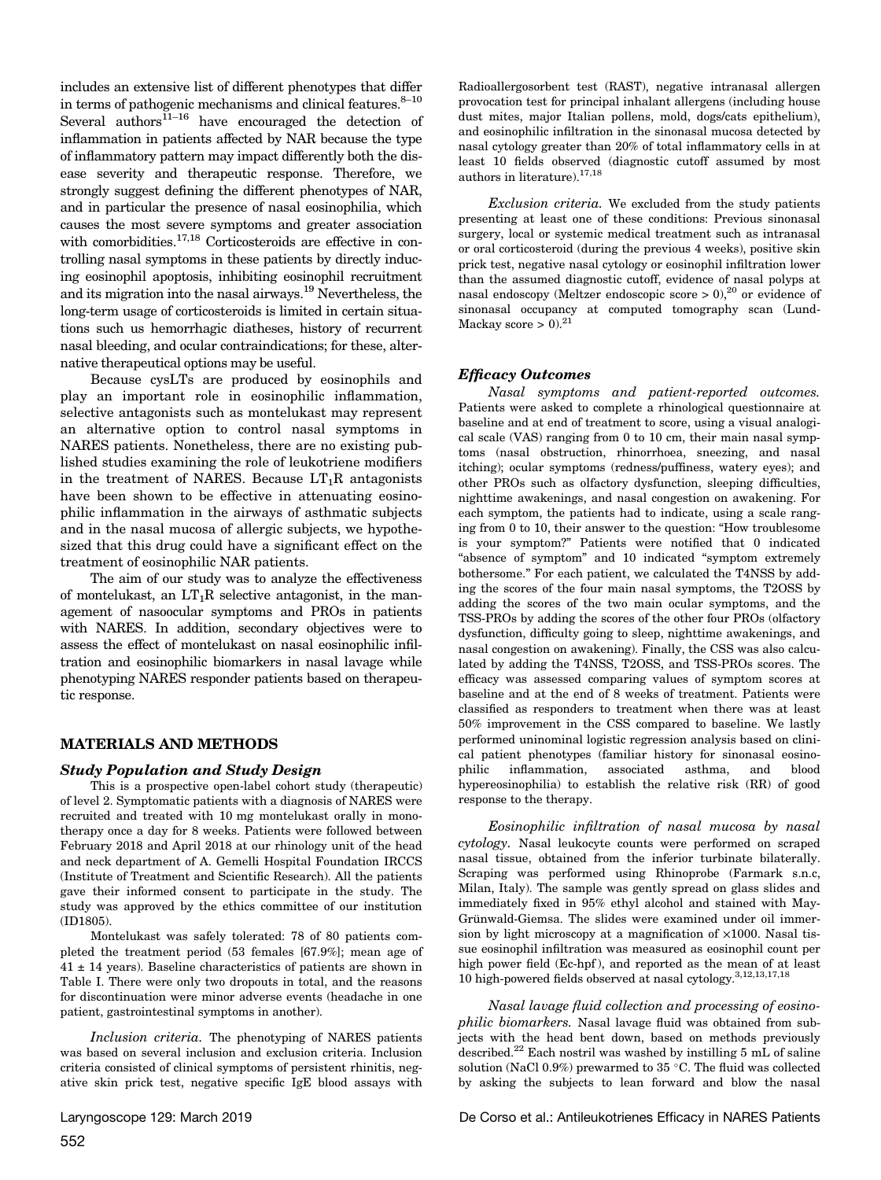includes an extensive list of different phenotypes that differ in terms of pathogenic mechanisms and clinical features.[8–10] Several authors[11–16] have encouraged the detection of inflammation in patients affected by NAR because the type of inflammatory pattern may impact differently both the disease severity and therapeutic response. Therefore, we strongly suggest defining the different phenotypes of NAR, and in particular the presence of nasal eosinophilia, which causes the most severe symptoms and greater association with comorbidities.[17,18] Corticosteroids are effective in controlling nasal symptoms in these patients by directly inducing eosinophil apoptosis, inhibiting eosinophil recruitment and its migration into the nasal airways.[19] Nevertheless, the long-term usage of corticosteroids is limited in certain situations such us hemorrhagic diatheses, history of recurrent nasal bleeding, and ocular contraindications; for these, alternative therapeutical options may be useful.

Because cysLTs are produced by eosinophils and play an important role in eosinophilic inflammation, selective antagonists such as montelukast may represent an alternative option to control nasal symptoms in NARES patients. Nonetheless, there are no existing published studies examining the role of leukotriene modifiers in the treatment of NARES. Because $LT_1R$ antagonists have been shown to be effective in attenuating eosinophilic inflammation in the airways of asthmatic subjects and in the nasal mucosa of allergic subjects, we hypothesized that this drug could have a significant effect on the treatment of eosinophilic NAR patients.

The aim of our study was to analyze the effectiveness of montelukast, an $LT_1R$ selective antagonist, in the management of nasoocular symptoms and PROs in patients with NARES. In addition, secondary objectives were to assess the effect of montelukast on nasal eosinophilic infiltration and eosinophilic biomarkers in nasal lavage while phenotyping NARES responder patients based on therapeutic response.

## MATERIALS AND METHODS

### Study Population and Study Design

This is a prospective open-label cohort study (therapeutic) of level 2. Symptomatic patients with a diagnosis of NARES were recruited and treated with 10 mg montelukast orally in monotherapy once a day for 8 weeks. Patients were followed between February 2018 and April 2018 at our rhinology unit of the head and neck department of A. Gemelli Hospital Foundation IRCCS (Institute of Treatment and Scientific Research). All the patients gave their informed consent to participate in the study. The study was approved by the ethics committee of our institution (ID1805).

Montelukast was safely tolerated: 78 of 80 patients completed the treatment period (53 females [67.9%]; mean age of 41 ± 14 years). Baseline characteristics of patients are shown in Table I. There were only two dropouts in total, and the reasons for discontinuation were minor adverse events (headache in one patient, gastrointestinal symptoms in another).

*Inclusion criteria.* The phenotyping of NARES patients was based on several inclusion and exclusion criteria. Inclusion criteria consisted of clinical symptoms of persistent rhinitis, negative skin prick test, negative specific IgE blood assays with Radioallergosorbent test (RAST), negative intranasal allergen provocation test for principal inhalant allergens (including house dust mites, major Italian pollens, mold, dogs/cats epithelium), and eosinophilic infiltration in the sinonasal mucosa detected by nasal cytology greater than 20% of total inflammatory cells in at least 10 fields observed (diagnostic cutoff assumed by most authors in literature).[17,18]

*Exclusion criteria.* We excluded from the study patients presenting at least one of these conditions: Previous sinonasal surgery, local or systemic medical treatment such as intranasal or oral corticosteroid (during the previous 4 weeks), positive skin prick test, negative nasal cytology or eosinophil infiltration lower than the assumed diagnostic cutoff, evidence of nasal polyps at nasal endoscopy (Meltzer endoscopic score > 0),[20] or evidence of sinonasal occupancy at computed tomography scan (Lund-Mackay score > 0).[21]

### Efficacy Outcomes

*Nasal symptoms and patient-reported outcomes.* Patients were asked to complete a rhinological questionnaire at baseline and at end of treatment to score, using a visual analogical scale (VAS) ranging from 0 to 10 cm, their main nasal symptoms (nasal obstruction, rhinorrhoea, sneezing, and nasal itching); ocular symptoms (redness/puffiness, watery eyes); and other PROs such as olfactory dysfunction, sleeping difficulties, nighttime awakenings, and nasal congestion on awakening. For each symptom, the patients had to indicate, using a scale ranging from 0 to 10, their answer to the question: "How troublesome is your symptom?" Patients were notified that 0 indicated "absence of symptom" and 10 indicated "symptom extremely bothersome." For each patient, we calculated the T4NSS by adding the scores of the four main nasal symptoms, the T2OSS by adding the scores of the two main ocular symptoms, and the TSS-PROs by adding the scores of the other four PROs (olfactory dysfunction, difficulty going to sleep, nighttime awakenings, and nasal congestion on awakening). Finally, the CSS was also calculated by adding the T4NSS, T2OSS, and TSS-PROs scores. The efficacy was assessed comparing values of symptom scores at baseline and at the end of 8 weeks of treatment. Patients were classified as responders to treatment when there was at least 50% improvement in the CSS compared to baseline. We lastly performed uninominal logistic regression analysis based on clinical patient phenotypes (familiar history for sinonasal eosinophilic inflammation, associated asthma, and blood hypereosinophilia) to establish the relative risk (RR) of good response to the therapy.

*Eosinophilic infiltration of nasal mucosa by nasal cytology.* Nasal leukocyte counts were performed on scraped nasal tissue, obtained from the inferior turbinate bilaterally. Scraping was performed using Rhinoprobe (Farmark s.n.c, Milan, Italy). The sample was gently spread on glass slides and immediately fixed in 95% ethyl alcohol and stained with May-Grünwald-Giemsa. The slides were examined under oil immersion by light microscopy at a magnification of ×1000. Nasal tissue eosinophil infiltration was measured as eosinophil count per high power field (Ec-hpf), and reported as the mean of at least 10 high-powered fields observed at nasal cytology.[3,12,13,17,18]

*Nasal lavage fluid collection and processing of eosinophilic biomarkers.* Nasal lavage fluid was obtained from subjects with the head bent down, based on methods previously described.[22] Each nostril was washed by instilling 5 mL of saline solution (NaCl 0.9%) prewarmed to 35 °C. The fluid was collected by asking the subjects to lean forward and blow the nasal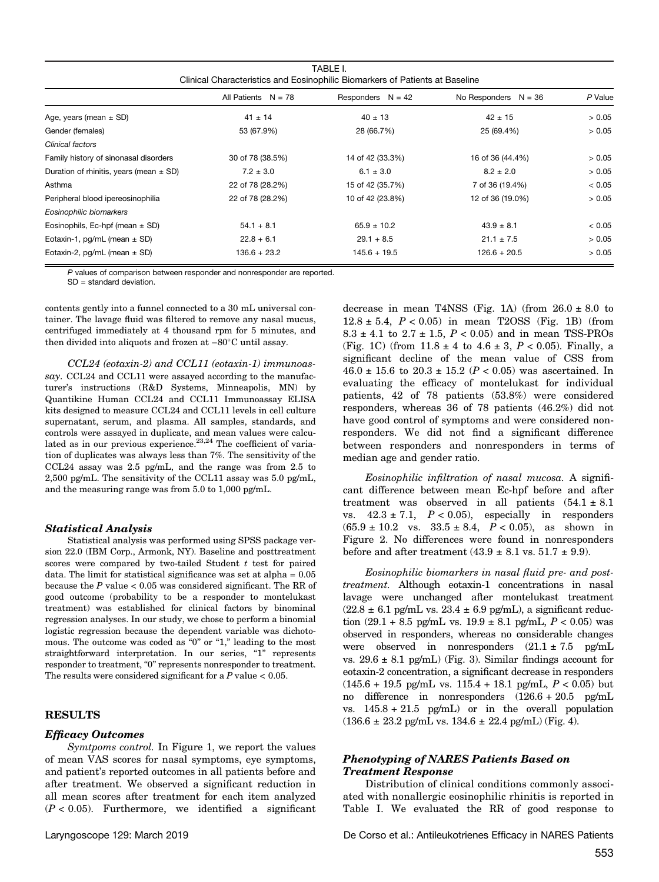TABLE I.
Clinical Characteristics and Eosinophilic Biomarkers of Patients at Baseline

|  | All Patients N = 78 | Responders N = 42 | No Responders N = 36 | P Value |
|---|---|---|---|---|
| Age, years (mean ± SD) | 41 ± 14 | 40 ± 13 | 42 ± 15 | > 0.05 |
| Gender (females) | 53 (67.9%) | 28 (66.7%) | 25 (69.4%) | > 0.05 |
| *Clinical factors* |  |  |  |  |
| Family history of sinonasal disorders | 30 of 78 (38.5%) | 14 of 42 (33.3%) | 16 of 36 (44.4%) | > 0.05 |
| Duration of rhinitis, years (mean ± SD) | 7.2 ± 3.0 | 6.1 ± 3.0 | 8.2 ± 2.0 | > 0.05 |
| Asthma | 22 of 78 (28.2%) | 15 of 42 (35.7%) | 7 of 36 (19.4%) | < 0.05 |
| Peripheral blood ipereosinophilia | 22 of 78 (28.2%) | 10 of 42 (23.8%) | 12 of 36 (19.0%) | > 0.05 |
| *Eosinophilic biomarkers* |  |  |  |  |
| Eosinophils, Ec-hpf (mean ± SD) | 54.1 + 8.1 | 65.9 ± 10.2 | 43.9 ± 8.1 | < 0.05 |
| Eotaxin-1, pg/mL (mean ± SD) | 22.8 + 6.1 | 29.1 + 8.5 | 21.1 ± 7.5 | > 0.05 |
| Eotaxin-2, pg/mL (mean ± SD) | 136.6 + 23.2 | 145.6 + 19.5 | 126.6 + 20.5 | > 0.05 |

*P* values of comparison between responder and nonresponder are reported.
SD = standard deviation.

contents gently into a funnel connected to a 30 mL universal container. The lavage fluid was filtered to remove any nasal mucus, centrifuged immediately at 4 thousand rpm for 5 minutes, and then divided into aliquots and frozen at −80°C until assay.

*CCL24 (eotaxin-2) and CCL11 (eotaxin-1) immunoassay.* CCL24 and CCL11 were assayed according to the manufacturer's instructions (R&D Systems, Minneapolis, MN) by Quantikine Human CCL24 and CCL11 Immunoassay ELISA kits designed to measure CCL24 and CCL11 levels in cell culture supernatant, serum, and plasma. All samples, standards, and controls were assayed in duplicate, and mean values were calculated as in our previous experience.[23,24] The coefficient of variation of duplicates was always less than 7%. The sensitivity of the CCL24 assay was 2.5 pg/mL, and the range was from 2.5 to 2,500 pg/mL. The sensitivity of the CCL11 assay was 5.0 pg/mL, and the measuring range was from 5.0 to 1,000 pg/mL.

### Statistical Analysis

Statistical analysis was performed using SPSS package version 22.0 (IBM Corp., Armonk, NY). Baseline and posttreatment scores were compared by two-tailed Student *t* test for paired data. The limit for statistical significance was set at alpha = 0.05 because the *P* value < 0.05 was considered significant. The RR of good outcome (probability to be a responder to montelukast treatment) was established for clinical factors by binominal regression analyses. In our study, we chose to perform a binomial logistic regression because the dependent variable was dichotomous. The outcome was coded as "0" or "1," leading to the most straightforward interpretation. In our series, "1" represents responder to treatment, "0" represents nonresponder to treatment. The results were considered significant for a *P* value < 0.05.

## RESULTS

### Efficacy Outcomes

*Symtpoms control.* In Figure 1, we report the values of mean VAS scores for nasal symptoms, eye symptoms, and patient's reported outcomes in all patients before and after treatment. We observed a significant reduction in all mean scores after treatment for each item analyzed ($P < 0.05$). Furthermore, we identified a significant decrease in mean T4NSS (Fig. 1A) (from 26.0 ± 8.0 to 12.8 ± 5.4, $P < 0.05$) in mean T2OSS (Fig. 1B) (from 8.3 ± 4.1 to 2.7 ± 1.5, $P < 0.05$) and in mean TSS-PROs (Fig. 1C) (from 11.8 ± 4 to 4.6 ± 3, $P < 0.05$). Finally, a significant decline of the mean value of CSS from 46.0 ± 15.6 to 20.3 ± 15.2 ($P < 0.05$) was ascertained. In evaluating the efficacy of montelukast for individual patients, 42 of 78 patients (53.8%) were considered responders, whereas 36 of 78 patients (46.2%) did not have good control of symptoms and were considered nonresponders. We did not find a significant difference between responders and nonresponders in terms of median age and gender ratio.

*Eosinophilic infiltration of nasal mucosa.* A significant difference between mean Ec-hpf before and after treatment was observed in all patients (54.1 ± 8.1 vs. 42.3 ± 7.1, $P < 0.05$), especially in responders (65.9 ± 10.2 vs. 33.5 ± 8.4, $P < 0.05$), as shown in Figure 2. No differences were found in nonresponders before and after treatment (43.9 ± 8.1 vs. 51.7 ± 9.9).

*Eosinophilic biomarkers in nasal fluid pre- and post-treatment.* Although eotaxin-1 concentrations in nasal lavage were unchanged after montelukast treatment (22.8 ± 6.1 pg/mL vs. 23.4 ± 6.9 pg/mL), a significant reduction (29.1 + 8.5 pg/mL vs. 19.9 ± 8.1 pg/mL, $P < 0.05$) was observed in responders, whereas no considerable changes were observed in nonresponders (21.1 ± 7.5 pg/mL vs. 29.6 ± 8.1 pg/mL) (Fig. 3). Similar findings account for eotaxin-2 concentration, a significant decrease in responders (145.6 + 19.5 pg/mL vs. 115.4 + 18.1 pg/mL, $P < 0.05$) but no difference in nonresponders (126.6 + 20.5 pg/mL vs. 145.8 + 21.5 pg/mL) or in the overall population (136.6 ± 23.2 pg/mL vs. 134.6 ± 22.4 pg/mL) (Fig. 4).

### Phenotyping of NARES Patients Based on Treatment Response

Distribution of clinical conditions commonly associated with nonallergic eosinophilic rhinitis is reported in Table I. We evaluated the RR of good response to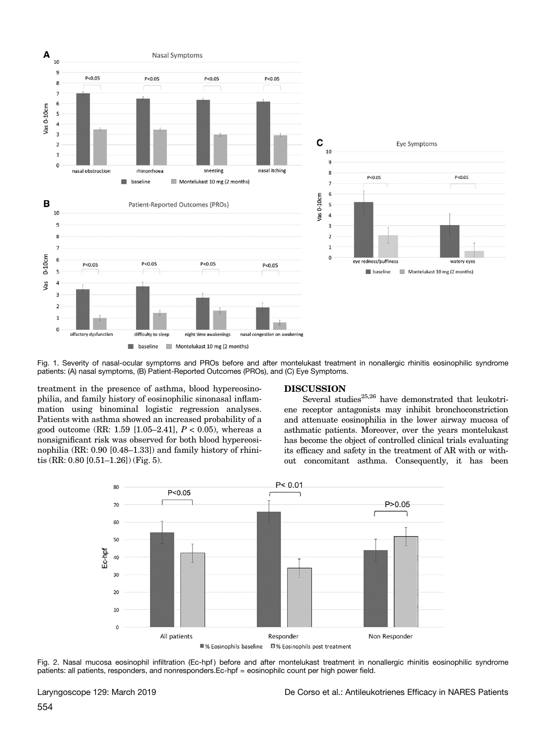Fig. 1. Severity of nasal-ocular symptoms and PROs before and after montelukast treatment in nonallergic rhinitis eosinophilic syndrome patients: (A) nasal symptoms, (B) Patient-Reported Outcomes (PROs), and (C) Eye Symptoms.

treatment in the presence of asthma, blood hypereosinophilia, and family history of eosinophilic sinonasal inflammation using binominal logistic regression analyses. Patients with asthma showed an increased probability of a good outcome (RR: 1.59 [1.05–2.41], $P < 0.05$), whereas a nonsignificant risk was observed for both blood hypereosinophilia (RR: 0.90 [0.48–1.33]) and family history of rhinitis (RR: 0.80 [0.51–1.26]) (Fig. 5).

## DISCUSSION

Several studies[25,26] have demonstrated that leukotriene receptor antagonists may inhibit bronchoconstriction and attenuate eosinophilia in the lower airway mucosa of asthmatic patients. Moreover, over the years montelukast has become the object of controlled clinical trials evaluating its efficacy and safety in the treatment of AR with or without concomitant asthma. Consequently, it has been

Fig. 2. Nasal mucosa eosinophil infiltration (Ec-hpf) before and after montelukast treatment in nonallergic rhinitis eosinophilic syndrome patients: all patients, responders, and nonresponders.Ec-hpf = eosinophilc count per high power field.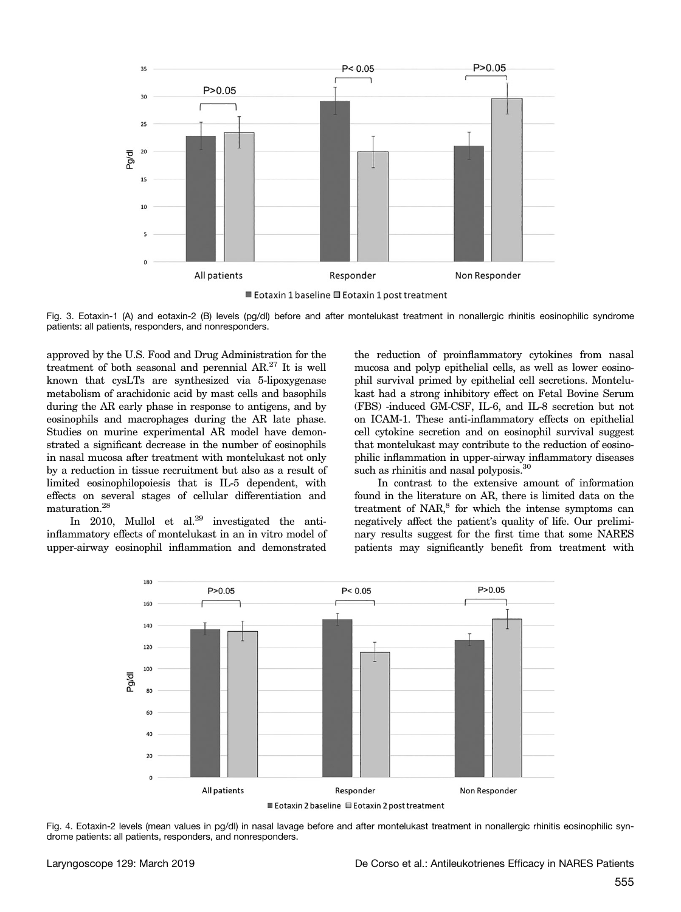Fig. 3. Eotaxin-1 (A) and eotaxin-2 (B) levels (pg/dl) before and after montelukast treatment in nonallergic rhinitis eosinophilic syndrome patients: all patients, responders, and nonresponders.

approved by the U.S. Food and Drug Administration for the treatment of both seasonal and perennial AR.[27] It is well known that cysLTs are synthesized via 5-lipoxygenase metabolism of arachidonic acid by mast cells and basophils during the AR early phase in response to antigens, and by eosinophils and macrophages during the AR late phase. Studies on murine experimental AR model have demonstrated a significant decrease in the number of eosinophils in nasal mucosa after treatment with montelukast not only by a reduction in tissue recruitment but also as a result of limited eosinophilopoiesis that is IL-5 dependent, with effects on several stages of cellular differentiation and maturation.[28]

In 2010, Mullol et al.[29] investigated the anti-inflammatory effects of montelukast in an in vitro model of upper-airway eosinophil inflammation and demonstrated the reduction of proinflammatory cytokines from nasal mucosa and polyp epithelial cells, as well as lower eosinophil survival primed by epithelial cell secretions. Montelukast had a strong inhibitory effect on Fetal Bovine Serum (FBS) -induced GM-CSF, IL-6, and IL-8 secretion but not on ICAM-1. These anti-inflammatory effects on epithelial cell cytokine secretion and on eosinophil survival suggest that montelukast may contribute to the reduction of eosinophilic inflammation in upper-airway inflammatory diseases such as rhinitis and nasal polyposis.[30]

In contrast to the extensive amount of information found in the literature on AR, there is limited data on the treatment of NAR,[8] for which the intense symptoms can negatively affect the patient's quality of life. Our preliminary results suggest for the first time that some NARES patients may significantly benefit from treatment with

Fig. 4. Eotaxin-2 levels (mean values in pg/dl) in nasal lavage before and after montelukast treatment in nonallergic rhinitis eosinophilic syndrome patients: all patients, responders, and nonresponders.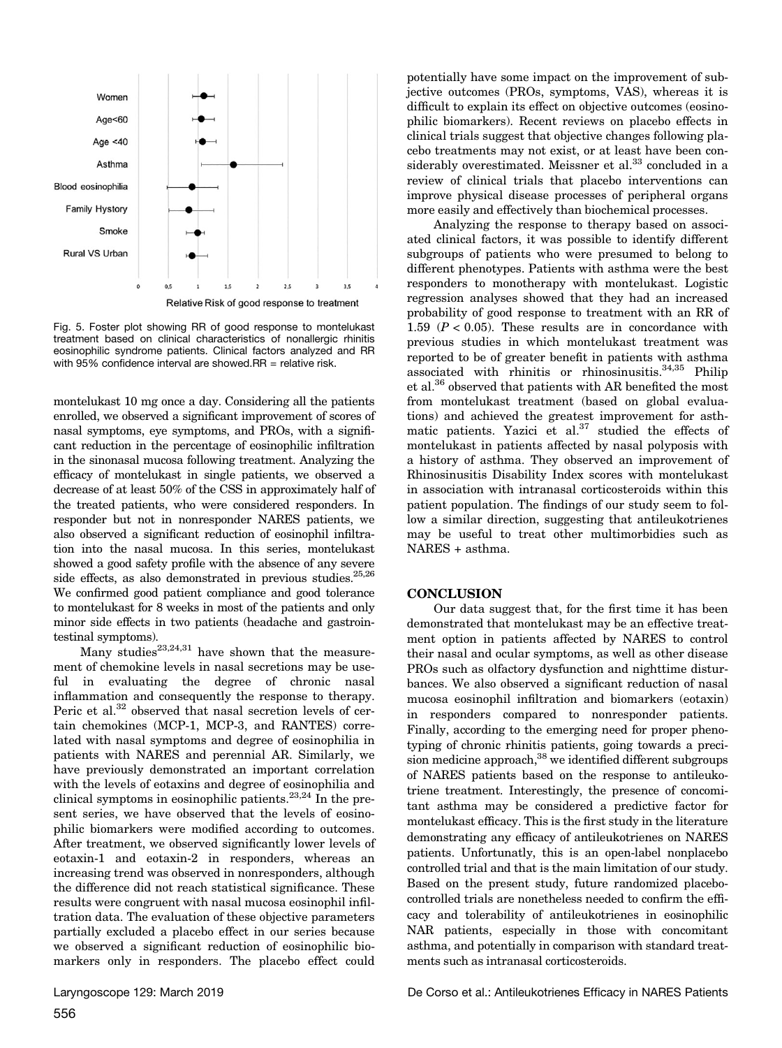Women

Age<60

Age <40

Asthma

Blood eosinophilia

Family Hystory

Smoke

Rural VS Urban

0 0,5 1 1,5 2 2,5 3 3,5 4

Relative Risk of good response to treatment

Fig. 5. Foster plot showing RR of good response to montelukast treatment based on clinical characteristics of nonallergic rhinitis eosinophilic syndrome patients. Clinical factors analyzed and RR with 95% confidence interval are showed.RR = relative risk.

montelukast 10 mg once a day. Considering all the patients enrolled, we observed a significant improvement of scores of nasal symptoms, eye symptoms, and PROs, with a significant reduction in the percentage of eosinophilic infiltration in the sinonasal mucosa following treatment. Analyzing the efficacy of montelukast in single patients, we observed a decrease of at least 50% of the CSS in approximately half of the treated patients, who were considered responders. In responder but not in nonresponder NARES patients, we also observed a significant reduction of eosinophil infiltration into the nasal mucosa. In this series, montelukast showed a good safety profile with the absence of any severe side effects, as also demonstrated in previous studies.[25,26] We confirmed good patient compliance and good tolerance to montelukast for 8 weeks in most of the patients and only minor side effects in two patients (headache and gastrointestinal symptoms).

Many studies[23,24,31] have shown that the measurement of chemokine levels in nasal secretions may be useful in evaluating the degree of chronic nasal inflammation and consequently the response to therapy. Peric et al.[32] observed that nasal secretion levels of certain chemokines (MCP-1, MCP-3, and RANTES) correlated with nasal symptoms and degree of eosinophilia in patients with NARES and perennial AR. Similarly, we have previously demonstrated an important correlation with the levels of eotaxins and degree of eosinophilia and clinical symptoms in eosinophilic patients.[23,24] In the present series, we have observed that the levels of eosinophilic biomarkers were modified according to outcomes. After treatment, we observed significantly lower levels of eotaxin-1 and eotaxin-2 in responders, whereas an increasing trend was observed in nonresponders, although the difference did not reach statistical significance. These results were congruent with nasal mucosa eosinophil infiltration data. The evaluation of these objective parameters partially excluded a placebo effect in our series because we observed a significant reduction of eosinophilic biomarkers only in responders. The placebo effect could potentially have some impact on the improvement of subjective outcomes (PROs, symptoms, VAS), whereas it is difficult to explain its effect on objective outcomes (eosinophilic biomarkers). Recent reviews on placebo effects in clinical trials suggest that objective changes following placebo treatments may not exist, or at least have been considerably overestimated. Meissner et al.[33] concluded in a review of clinical trials that placebo interventions can improve physical disease processes of peripheral organs more easily and effectively than biochemical processes.

Analyzing the response to therapy based on associated clinical factors, it was possible to identify different subgroups of patients who were presumed to belong to different phenotypes. Patients with asthma were the best responders to monotherapy with montelukast. Logistic regression analyses showed that they had an increased probability of good response to treatment with an RR of 1.59 ($P < 0.05$). These results are in concordance with previous studies in which montelukast treatment was reported to be of greater benefit in patients with asthma associated with rhinitis or rhinosinusitis.[34,35] Philip et al.[36] observed that patients with AR benefited the most from montelukast treatment (based on global evaluations) and achieved the greatest improvement for asthmatic patients. Yazici et al.[37] studied the effects of montelukast in patients affected by nasal polyposis with a history of asthma. They observed an improvement of Rhinosinusitis Disability Index scores with montelukast in association with intranasal corticosteroids within this patient population. The findings of our study seem to follow a similar direction, suggesting that antileukotrienes may be useful to treat other multimorbidies such as NARES + asthma.

## CONCLUSION

Our data suggest that, for the first time it has been demonstrated that montelukast may be an effective treatment option in patients affected by NARES to control their nasal and ocular symptoms, as well as other disease PROs such as olfactory dysfunction and nighttime disturbances. We also observed a significant reduction of nasal mucosa eosinophil infiltration and biomarkers (eotaxin) in responders compared to nonresponder patients. Finally, according to the emerging need for proper phenotyping of chronic rhinitis patients, going towards a precision medicine approach,[38] we identified different subgroups of NARES patients based on the response to antileukotriene treatment. Interestingly, the presence of concomitant asthma may be considered a predictive factor for montelukast efficacy. This is the first study in the literature demonstrating any efficacy of antileukotrienes on NARES patients. Unfortunatly, this is an open-label nonplacebo controlled trial and that is the main limitation of our study. Based on the present study, future randomized placebo-controlled trials are nonetheless needed to confirm the efficacy and tolerability of antileukotrienes in eosinophilic NAR patients, especially in those with concomitant asthma, and potentially in comparison with standard treatments such as intranasal corticosteroids.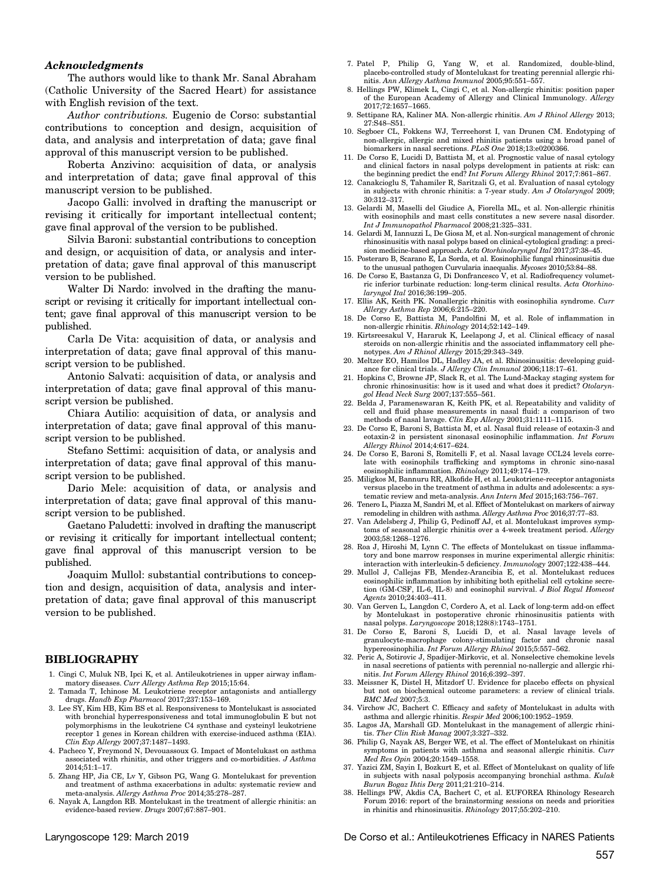### Acknowledgments

The authors would like to thank Mr. Sanal Abraham (Catholic University of the Sacred Heart) for assistance with English revision of the text.

*Author contributions.* Eugenio de Corso: substantial contributions to conception and design, acquisition of data, and analysis and interpretation of data; gave final approval of this manuscript version to be published.

Roberta Anzivino: acquisition of data, or analysis and interpretation of data; gave final approval of this manuscript version to be published.

Jacopo Galli: involved in drafting the manuscript or revising it critically for important intellectual content; gave final approval of the version to be published.

Silvia Baroni: substantial contributions to conception and design, or acquisition of data, or analysis and interpretation of data; gave final approval of this manuscript version to be published.

Walter Di Nardo: involved in the drafting the manuscript or revising it critically for important intellectual content; gave final approval of this manuscript version to be published.

Carla De Vita: acquisition of data, or analysis and interpretation of data; gave final approval of this manuscript version to be published.

Antonio Salvati: acquisition of data, or analysis and interpretation of data; gave final approval of this manuscript version be published.

Chiara Autilio: acquisition of data, or analysis and interpretation of data; gave final approval of this manuscript version to be published.

Stefano Settimi: acquisition of data, or analysis and interpretation of data; gave final approval of this manuscript version to be published.

Dario Mele: acquisition of data, or analysis and interpretation of data; gave final approval of this manuscript version to be published.

Gaetano Paludetti: involved in drafting the manuscript or revising it critically for important intellectual content; gave final approval of this manuscript version to be published.

Joaquim Mullol: substantial contributions to conception and design, acquisition of data, analysis and interpretation of data; gave final approval of this manuscript version to be published.

## BIBLIOGRAPHY

1. Cingi C, Muluk NB, Ipci K, et al. Antileukotrienes in upper airway inflammatory diseases. *Curr Allergy Asthma Rep* 2015;15:64.
2. Tamada T, Ichinose M. Leukotriene receptor antagonists and antiallergy drugs. *Handb Exp Pharmacol* 2017;237:153–169.
3. Lee SY, Kim HB, Kim BS et al. Responsiveness to Montelukast is associated with bronchial hyperresponsiveness and total immunoglobulin E but not polymorphisms in the leukotriene C4 synthase and cysteinyl leukotriene receptor 1 genes in Korean children with exercise-induced asthma (EIA). *Clin Exp Allergy* 2007;37:1487–1493.
4. Pacheco Y, Freymond N, Devouassoux G. Impact of Montelukast on asthma associated with rhinitis, and other triggers and co-morbidities. *J Asthma* 2014;51:1–17.
5. Zhang HP, Jia CE, Lv Y, Gibson PG, Wang G. Montelukast for prevention and treatment of asthma exacerbations in adults: systematic review and meta-analysis. *Allergy Asthma Proc* 2014;35:278–287.
6. Nayak A, Langdon RB. Montelukast in the treatment of allergic rhinitis: an evidence-based review. *Drugs* 2007;67:887–901.
7. Patel P, Philip G, Yang W, et al. Randomized, double-blind, placebo-controlled study of Montelukast for treating perennial allergic rhinitis. *Ann Allergy Asthma Immunol* 2005;95:551–557.
8. Hellings PW, Klimek L, Cingi C, et al. Non-allergic rhinitis: position paper of the European Academy of Allergy and Clinical Immunology. *Allergy* 2017;72:1657–1665.
9. Settipane RA, Kaliner MA. Non-allergic rhinitis. *Am J Rhinol Allergy* 2013; 27:S48–S51.
10. Segboer CL, Fokkens WJ, Terreehorst I, van Drunen CM. Endotyping of non-allergic, allergic and mixed rhinitis patients using a broad panel of biomarkers in nasal secretions. *PLoS One* 2018;13:e0200366.
11. De Corso E, Lucidi D, Battista M, et al. Prognostic value of nasal cytology and clinical factors in nasal polyps development in patients at risk: can the beginning predict the end? *Int Forum Allergy Rhinol* 2017;7:861–867.
12. Canakcioglu S, Tahamiler R, Saritzali G, et al. Evaluation of nasal cytology in subjects with chronic rhinitis: a 7-year study. *Am J Otolaryngol* 2009; 30:312–317.
13. Gelardi M, Maselli del Giudice A, Fiorella ML, et al. Non-allergic rhinitis with eosinophils and mast cells constitutes a new severe nasal disorder. *Int J Immunopathol Pharmacol* 2008;21:325–331.
14. Gelardi M, Iannuzzi L, De Giosa M, et al. Non-surgical management of chronic rhinosinusitis with nasal polyps based on clinical-cytological grading: a precision medicine-based approach. *Acta Otorhinolaryngol Ital* 2017;37:38–45.
15. Posteraro B, Scarano E, La Sorda, et al. Eosinophilic fungal rhinosinusitis due to the unusual pathogen Curvularia inaequalis. *Mycoses* 2010;53:84–88.
16. De Corso E, Bastanza G, Di Donfrancesco V, et al. Radiofrequency volumetric inferior turbinate reduction: long-term clinical results. *Acta Otorhinolaryngol Ital* 2016;36:199–205.
17. Ellis AK, Keith PK. Nonallergic rhinitis with eosinophilia syndrome. *Curr Allergy Asthma Rep* 2006;6:215–220.
18. De Corso E, Battista M, Pandolfini M, et al. Role of inflammation in non-allergic rhinitis. *Rhinology* 2014;52:142–149.
19. Kirtsreesakul V, Hararuk K, Leelapong J, et al. Clinical efficacy of nasal steroids on non-allergic rhinitis and the associated inflammatory cell phenotypes. *Am J Rhinol Allergy* 2015;29:343–349.
20. Meltzer EO, Hamilos DL, Hadley JA, et al. Rhinosinusitis: developing guidance for clinical trials. *J Allergy Clin Immunol* 2006;118:17–61.
21. Hopkins C, Browne JP, Slack R, et al. The Lund-Mackay staging system for chronic rhinosinusitis: how is it used and what does it predict? *Otolaryngol Head Neck Surg* 2007;137:555–561.
22. Belda J, Paramenswaran K, Keith PK, et al. Repeatability and validity of cell and fluid phase measurements in nasal fluid: a comparison of two methods of nasal lavage. *Clin Exp Allergy* 2001;31:1111–1115.
23. De Corso E, Baroni S, Battista M, et al. Nasal fluid release of eotaxin-3 and eotaxin-2 in persistent sinonasal eosinophilic inflammation. *Int Forum Allergy Rhinol* 2014;4:617–624.
24. De Corso E, Baroni S, Romitelli F, et al. Nasal lavage CCL24 levels correlate with eosinophils trafficking and symptoms in chronic sino-nasal eosinophilic inflammation. *Rhinology* 2011;49:174–179.
25. Miligkos M, Bannuru RR, Alkofide H, et al. Leukotriene-receptor antagonists versus placebo in the treatment of asthma in adults and adolescents: a systematic review and meta-analysis. *Ann Intern Med* 2015;163:756–767.
26. Tenero L, Piazza M, Sandri M, et al. Effect of Montelukast on markers of airway remodeling in children with asthma. *Allergy Asthma Proc* 2016;37:77–83.
27. Van Adelsberg J, Philip G, Pedinoff AJ, et al. Montelukast improves symptoms of seasonal allergic rhinitis over a 4-week treatment period. *Allergy* 2003;58:1268–1276.
28. Roa J, Hiroshi M, Lynn C. The effects of Montelukast on tissue inflammatory and bone marrow responses in murine experimental allergic rhinitis: interaction with interleukin-5 deficiency. *Immunology* 2007;122:438–444.
29. Mullol J, Callejas FB, Mendez-Arancibia E, et al. Montelukast reduces eosinophilic inflammation by inhibiting both epithelial cell cytokine secretion (GM-CSF, IL-6, IL-8) and eosinophil survival. *J Biol Regul Homeost Agents* 2010;24:403–411.
30. Van Gerven L, Langdon C, Cordero A, et al. Lack of long-term add-on effect by Montelukast in postoperative chronic rhinosinusitis patients with nasal polyps. *Laryngoscope* 2018;128(8):1743–1751.
31. De Corso E, Baroni S, Lucidi D, et al. Nasal lavage levels of granulocyte-macrophage colony-stimulating factor and chronic nasal hypereosinophilia. *Int Forum Allergy Rhinol* 2015;5:557–562.
32. Peric A, Sotirovic J, Spadijer-Mirkovic, et al. Nonselective chemokine levels in nasal secretions of patients with perennial no-nallergic and allergic rhinitis. *Int Forum Allergy Rhinol* 2016;6:392–397.
33. Meissner K, Distel H, Mitzdorf U. Evidence for placebo effects on physical but not on biochemical outcome parameters: a review of clinical trials. *BMC Med* 2007;5:3.
34. Virchow JC, Bachert C. Efficacy and safety of Montelukast in adults with asthma and allergic rhinitis. *Respir Med* 2006;100:1952–1959.
35. Lagos JA, Marshall GD. Montelukast in the management of allergic rhinitis. *Ther Clin Risk Manag* 2007;3:327–332.
36. Philip G, Nayak AS, Berger WE, et al. The effect of Montelukast on rhinitis symptoms in patients with asthma and seasonal allergic rhinitis. *Curr Med Res Opin* 2004;20:1549–1558.
37. Yazici ZM, Sayin I, Bozkurt E, et al. Effect of Montelukast on quality of life in subjects with nasal polyposis accompanying bronchial asthma. *Kulak Burun Bogaz Ihtis Derg* 2011;21:210–214.
38. Hellings PW, Akdis CA, Bachert C, et al. EUFOREA Rhinology Research Forum 2016: report of the brainstorming sessions on needs and priorities in rhinitis and rhinosinusitis. *Rhinology* 2017;55:202–210.